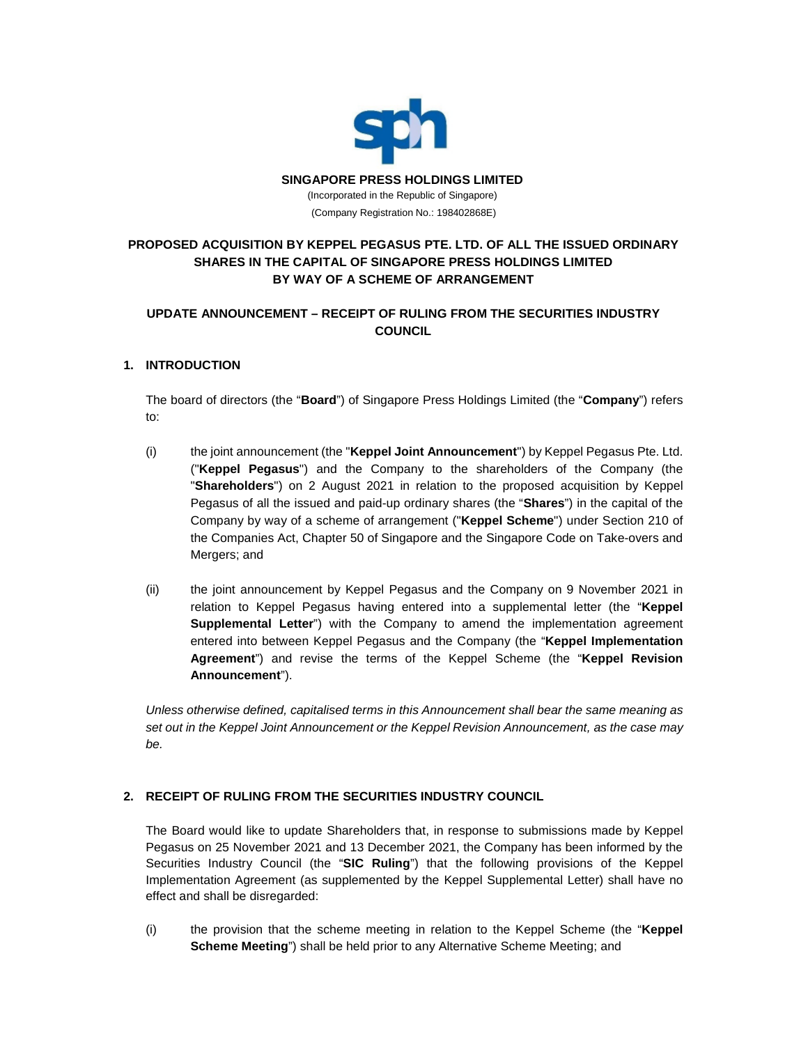**SINGAPORE PRESS HOLDINGS LIMITED**

(Incorporated in the Republic of Singapore)

(Company Registration No.: 198402868E)

# PROPOSED ACQUISITION BY KEPPEL PEGASUS PTE. LTD. OF ALL THE ISSUED ORDINARY SHARES IN THE CAPITAL OF SINGAPORE PRESS HOLDINGS LIMITED BY WAY OF A SCHEME OF ARRANGEMENT

## UPDATE ANNOUNCEMENT – RECEIPT OF RULING FROM THE SECURITIES INDUSTRY COUNCIL

### 1. INTRODUCTION

The board of directors (the "**Board**") of Singapore Press Holdings Limited (the "**Company**") refers to:

(i) the joint announcement (the "**Keppel Joint Announcement**") by Keppel Pegasus Pte. Ltd. ("**Keppel Pegasus**") and the Company to the shareholders of the Company (the "**Shareholders**") on 2 August 2021 in relation to the proposed acquisition by Keppel Pegasus of all the issued and paid-up ordinary shares (the "**Shares**") in the capital of the Company by way of a scheme of arrangement ("**Keppel Scheme**") under Section 210 of the Companies Act, Chapter 50 of Singapore and the Singapore Code on Take-overs and Mergers; and

(ii) the joint announcement by Keppel Pegasus and the Company on 9 November 2021 in relation to Keppel Pegasus having entered into a supplemental letter (the "**Keppel Supplemental Letter**") with the Company to amend the implementation agreement entered into between Keppel Pegasus and the Company (the "**Keppel Implementation Agreement**") and revise the terms of the Keppel Scheme (the "**Keppel Revision Announcement**").

*Unless otherwise defined, capitalised terms in this Announcement shall bear the same meaning as set out in the Keppel Joint Announcement or the Keppel Revision Announcement, as the case may be.*

### 2. RECEIPT OF RULING FROM THE SECURITIES INDUSTRY COUNCIL

The Board would like to update Shareholders that, in response to submissions made by Keppel Pegasus on 25 November 2021 and 13 December 2021, the Company has been informed by the Securities Industry Council (the "**SIC Ruling**") that the following provisions of the Keppel Implementation Agreement (as supplemented by the Keppel Supplemental Letter) shall have no effect and shall be disregarded:

(i) the provision that the scheme meeting in relation to the Keppel Scheme (the "**Keppel Scheme Meeting**") shall be held prior to any Alternative Scheme Meeting; and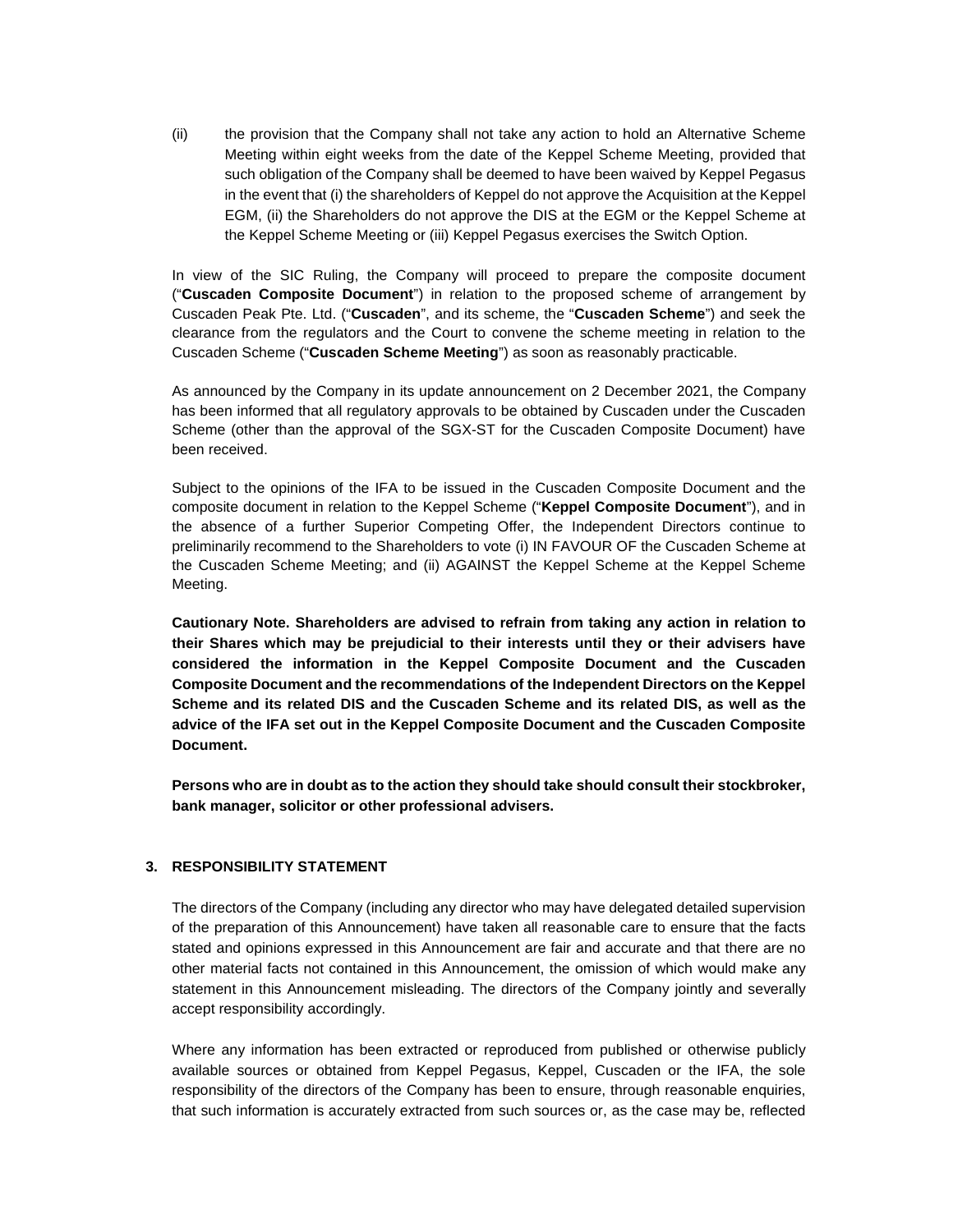(ii) the provision that the Company shall not take any action to hold an Alternative Scheme Meeting within eight weeks from the date of the Keppel Scheme Meeting, provided that such obligation of the Company shall be deemed to have been waived by Keppel Pegasus in the event that (i) the shareholders of Keppel do not approve the Acquisition at the Keppel EGM, (ii) the Shareholders do not approve the DIS at the EGM or the Keppel Scheme at the Keppel Scheme Meeting or (iii) Keppel Pegasus exercises the Switch Option.

In view of the SIC Ruling, the Company will proceed to prepare the composite document ("**Cuscaden Composite Document**") in relation to the proposed scheme of arrangement by Cuscaden Peak Pte. Ltd. ("**Cuscaden**", and its scheme, the "**Cuscaden Scheme**") and seek the clearance from the regulators and the Court to convene the scheme meeting in relation to the Cuscaden Scheme ("**Cuscaden Scheme Meeting**") as soon as reasonably practicable.

As announced by the Company in its update announcement on 2 December 2021, the Company has been informed that all regulatory approvals to be obtained by Cuscaden under the Cuscaden Scheme (other than the approval of the SGX-ST for the Cuscaden Composite Document) have been received.

Subject to the opinions of the IFA to be issued in the Cuscaden Composite Document and the composite document in relation to the Keppel Scheme ("**Keppel Composite Document**"), and in the absence of a further Superior Competing Offer, the Independent Directors continue to preliminarily recommend to the Shareholders to vote (i) IN FAVOUR OF the Cuscaden Scheme at the Cuscaden Scheme Meeting; and (ii) AGAINST the Keppel Scheme at the Keppel Scheme Meeting.

**Cautionary Note. Shareholders are advised to refrain from taking any action in relation to their Shares which may be prejudicial to their interests until they or their advisers have considered the information in the Keppel Composite Document and the Cuscaden Composite Document and the recommendations of the Independent Directors on the Keppel Scheme and its related DIS and the Cuscaden Scheme and its related DIS, as well as the advice of the IFA set out in the Keppel Composite Document and the Cuscaden Composite Document.**

**Persons who are in doubt as to the action they should take should consult their stockbroker, bank manager, solicitor or other professional advisers.**

## 3. RESPONSIBILITY STATEMENT

The directors of the Company (including any director who may have delegated detailed supervision of the preparation of this Announcement) have taken all reasonable care to ensure that the facts stated and opinions expressed in this Announcement are fair and accurate and that there are no other material facts not contained in this Announcement, the omission of which would make any statement in this Announcement misleading. The directors of the Company jointly and severally accept responsibility accordingly.

Where any information has been extracted or reproduced from published or otherwise publicly available sources or obtained from Keppel Pegasus, Keppel, Cuscaden or the IFA, the sole responsibility of the directors of the Company has been to ensure, through reasonable enquiries, that such information is accurately extracted from such sources or, as the case may be, reflected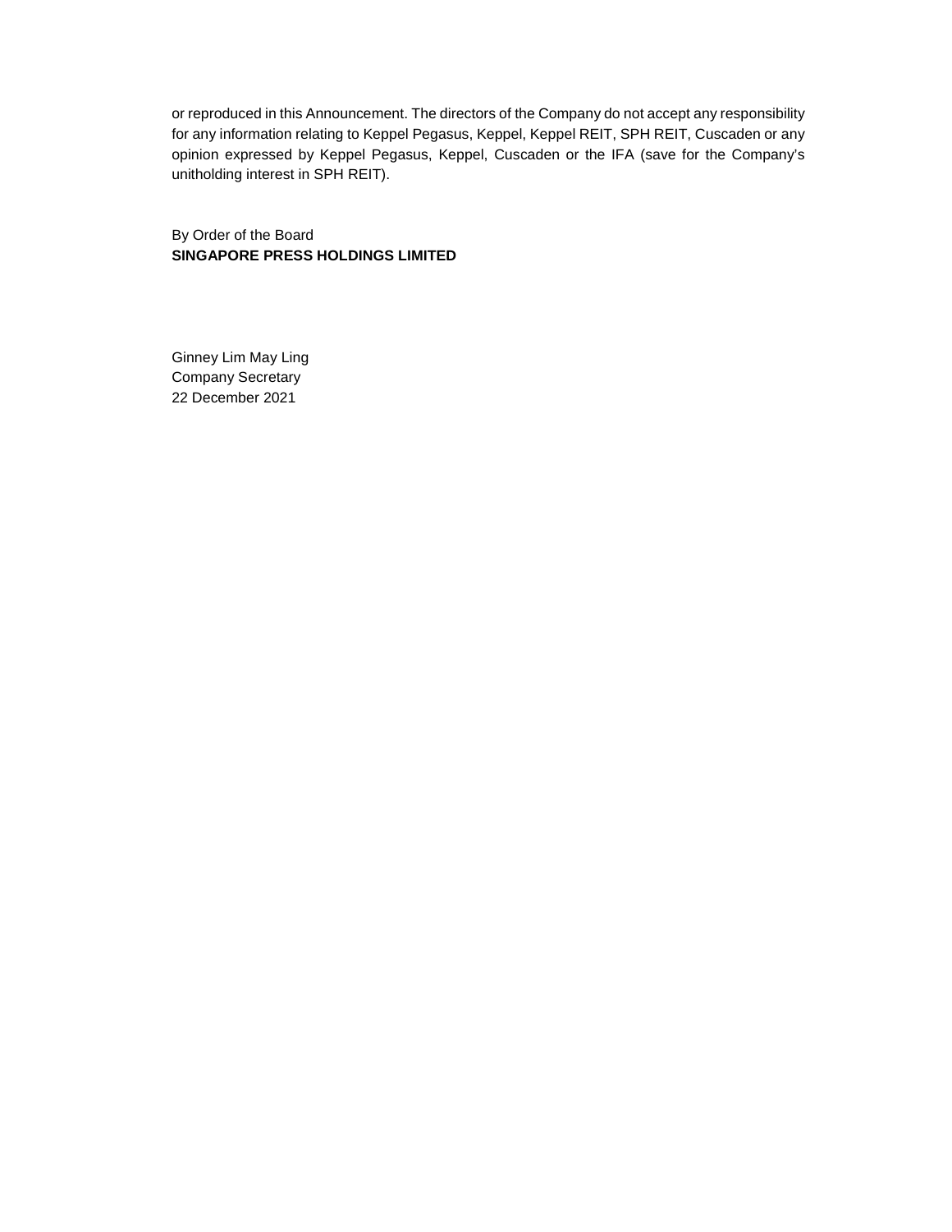or reproduced in this Announcement. The directors of the Company do not accept any responsibility for any information relating to Keppel Pegasus, Keppel, Keppel REIT, SPH REIT, Cuscaden or any opinion expressed by Keppel Pegasus, Keppel, Cuscaden or the IFA (save for the Company's unitholding interest in SPH REIT).

By Order of the Board
**SINGAPORE PRESS HOLDINGS LIMITED**

Ginney Lim May Ling
Company Secretary
22 December 2021